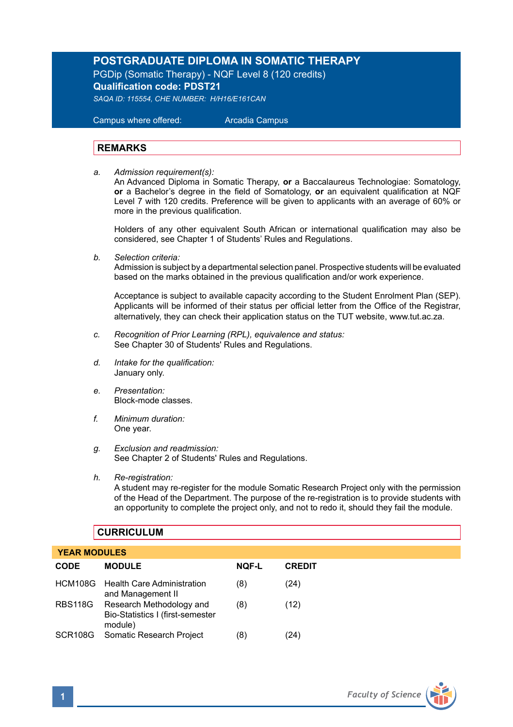# POSTGRADUATE DIPLOMA IN SOMATIC THERAPY

PGDip (Somatic Therapy) - NQF Level 8 (120 credits)

**Qualification code: PDST21**

*SAQA ID: 115554, CHE NUMBER: H/H16/E161CAN*

Campus where offered: Arcadia Campus

## REMARKS

a. *Admission requirement(s):*
   An Advanced Diploma in Somatic Therapy, **or** a Baccalaureus Technologiae: Somatology, **or** a Bachelor's degree in the field of Somatology, **or** an equivalent qualification at NQF Level 7 with 120 credits. Preference will be given to applicants with an average of 60% or more in the previous qualification.

   Holders of any other equivalent South African or international qualification may also be considered, see Chapter 1 of Students' Rules and Regulations.

b. *Selection criteria:*
   Admission is subject by a departmental selection panel. Prospective students will be evaluated based on the marks obtained in the previous qualification and/or work experience.

   Acceptance is subject to available capacity according to the Student Enrolment Plan (SEP). Applicants will be informed of their status per official letter from the Office of the Registrar, alternatively, they can check their application status on the TUT website, www.tut.ac.za.

c. *Recognition of Prior Learning (RPL), equivalence and status:*
   See Chapter 30 of Students' Rules and Regulations.

d. *Intake for the qualification:*
   January only.

e. *Presentation:*
   Block-mode classes.

f. *Minimum duration:*
   One year.

g. *Exclusion and readmission:*
   See Chapter 2 of Students' Rules and Regulations.

h. *Re-registration:*
   A student may re-register for the module Somatic Research Project only with the permission of the Head of the Department. The purpose of the re-registration is to provide students with an opportunity to complete the project only, and not to redo it, should they fail the module.

## CURRICULUM

**YEAR MODULES**

| CODE | MODULE | NQF-L | CREDIT |
|---|---|---|---|
| HCM108G | Health Care Administration and Management II | (8) | (24) |
| RBS118G | Research Methodology and Bio-Statistics I (first-semester module) | (8) | (12) |
| SCR108G | Somatic Research Project | (8) | (24) |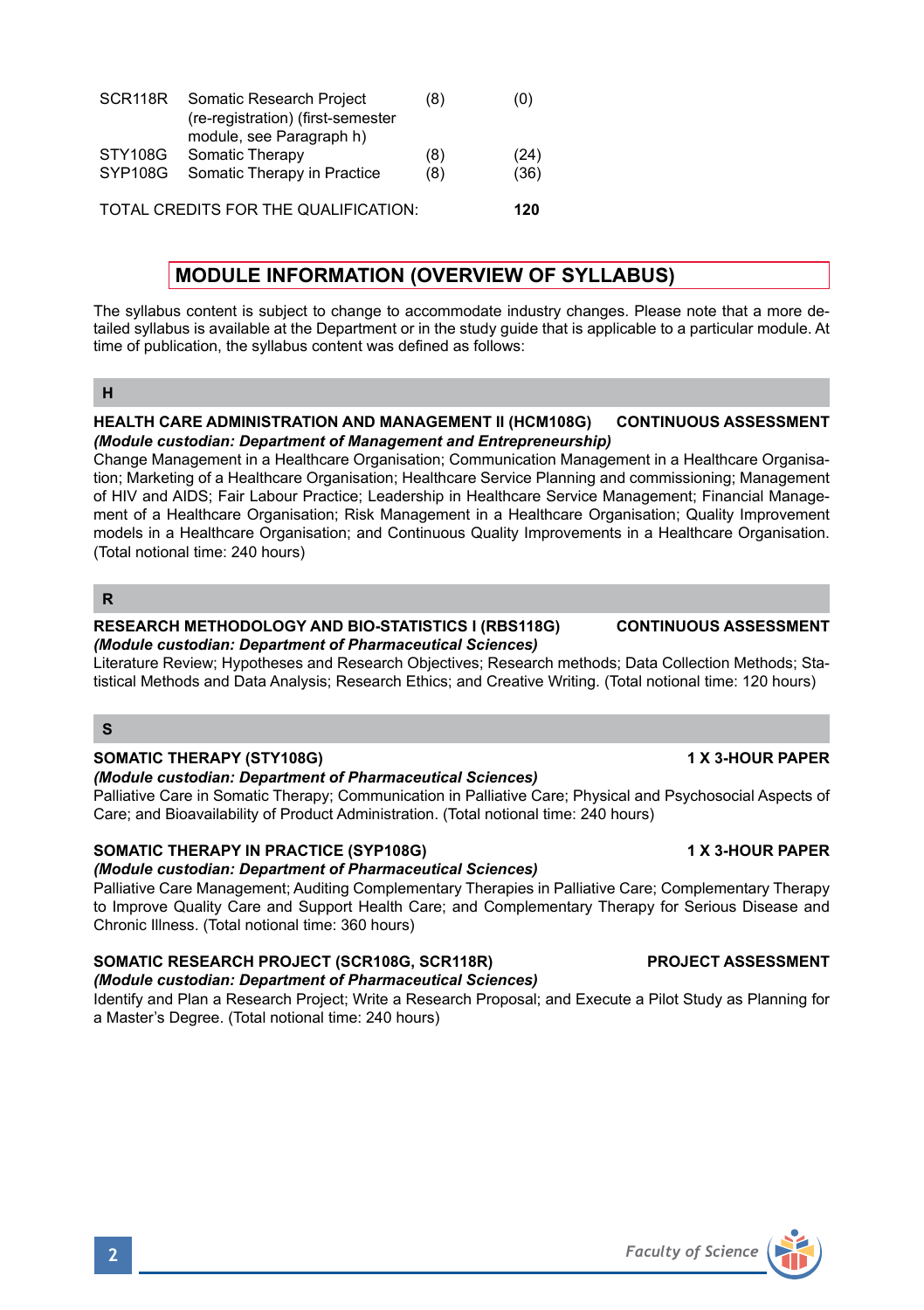| | | | |
|---|---|---|---|
| SCR118R | Somatic Research Project (re-registration) (first-semester module, see Paragraph h) | (8) | (0) |
| STY108G | Somatic Therapy | (8) | (24) |
| SYP108G | Somatic Therapy in Practice | (8) | (36) |
| TOTAL CREDITS FOR THE QUALIFICATION: | | | **120** |

## MODULE INFORMATION (OVERVIEW OF SYLLABUS)

The syllabus content is subject to change to accommodate industry changes. Please note that a more detailed syllabus is available at the Department or in the study guide that is applicable to a particular module. At time of publication, the syllabus content was defined as follows:

### H

**HEALTH CARE ADMINISTRATION AND MANAGEMENT II (HCM108G) CONTINUOUS ASSESSMENT**
***(Module custodian: Department of Management and Entrepreneurship)***
Change Management in a Healthcare Organisation; Communication Management in a Healthcare Organisation; Marketing of a Healthcare Organisation; Healthcare Service Planning and commissioning; Management of HIV and AIDS; Fair Labour Practice; Leadership in Healthcare Service Management; Financial Management of a Healthcare Organisation; Risk Management in a Healthcare Organisation; Quality Improvement models in a Healthcare Organisation; and Continuous Quality Improvements in a Healthcare Organisation. (Total notional time: 240 hours)

### R

**RESEARCH METHODOLOGY AND BIO-STATISTICS I (RBS118G) CONTINUOUS ASSESSMENT**
***(Module custodian: Department of Pharmaceutical Sciences)***
Literature Review; Hypotheses and Research Objectives; Research methods; Data Collection Methods; Statistical Methods and Data Analysis; Research Ethics; and Creative Writing. (Total notional time: 120 hours)

### S

**SOMATIC THERAPY (STY108G) 1 X 3-HOUR PAPER**
***(Module custodian: Department of Pharmaceutical Sciences)***
Palliative Care in Somatic Therapy; Communication in Palliative Care; Physical and Psychosocial Aspects of Care; and Bioavailability of Product Administration. (Total notional time: 240 hours)

**SOMATIC THERAPY IN PRACTICE (SYP108G) 1 X 3-HOUR PAPER**
***(Module custodian: Department of Pharmaceutical Sciences)***
Palliative Care Management; Auditing Complementary Therapies in Palliative Care; Complementary Therapy to Improve Quality Care and Support Health Care; and Complementary Therapy for Serious Disease and Chronic Illness. (Total notional time: 360 hours)

**SOMATIC RESEARCH PROJECT (SCR108G, SCR118R) PROJECT ASSESSMENT**
***(Module custodian: Department of Pharmaceutical Sciences)***
Identify and Plan a Research Project; Write a Research Proposal; and Execute a Pilot Study as Planning for a Master's Degree. (Total notional time: 240 hours)